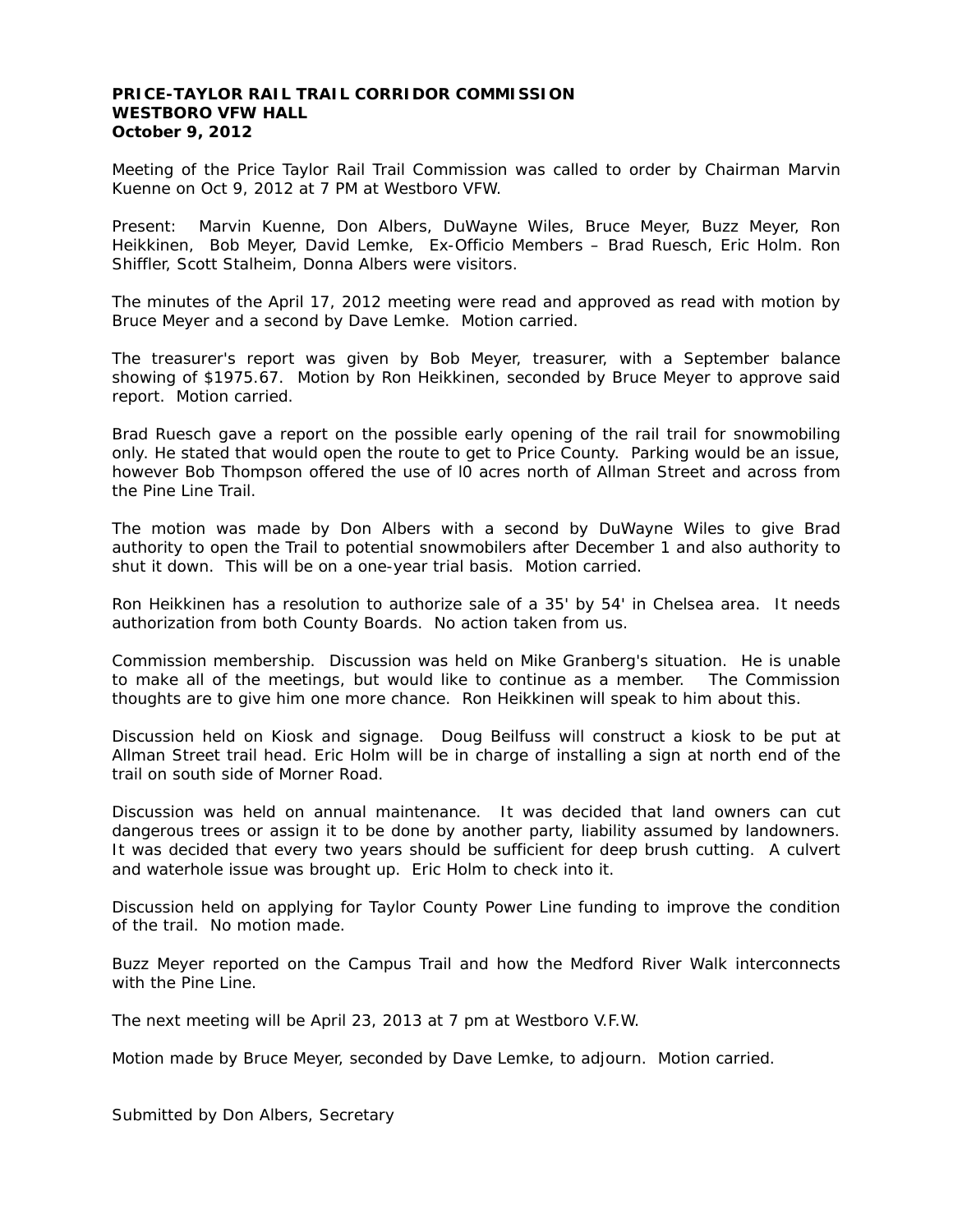**PRICE-TAYLOR RAIL TRAIL CORRIDOR COMMISSION**
**WESTBORO VFW HALL**
**October 9, 2012**

Meeting of the Price Taylor Rail Trail Commission was called to order by Chairman Marvin Kuenne on Oct 9, 2012 at 7 PM at Westboro VFW.

Present: Marvin Kuenne, Don Albers, DuWayne Wiles, Bruce Meyer, Buzz Meyer, Ron Heikkinen, Bob Meyer, David Lemke, Ex-Officio Members – Brad Ruesch, Eric Holm. Ron Shiffler, Scott Stalheim, Donna Albers were visitors.

The minutes of the April 17, 2012 meeting were read and approved as read with motion by Bruce Meyer and a second by Dave Lemke. Motion carried.

The treasurer's report was given by Bob Meyer, treasurer, with a September balance showing of $1975.67. Motion by Ron Heikkinen, seconded by Bruce Meyer to approve said report. Motion carried.

Brad Ruesch gave a report on the possible early opening of the rail trail for snowmobiling only. He stated that would open the route to get to Price County. Parking would be an issue, however Bob Thompson offered the use of l0 acres north of Allman Street and across from the Pine Line Trail.

The motion was made by Don Albers with a second by DuWayne Wiles to give Brad authority to open the Trail to potential snowmobilers after December 1 and also authority to shut it down. This will be on a one-year trial basis. Motion carried.

Ron Heikkinen has a resolution to authorize sale of a 35' by 54' in Chelsea area. It needs authorization from both County Boards. No action taken from us.

Commission membership. Discussion was held on Mike Granberg's situation. He is unable to make all of the meetings, but would like to continue as a member. The Commission thoughts are to give him one more chance. Ron Heikkinen will speak to him about this.

Discussion held on Kiosk and signage. Doug Beilfuss will construct a kiosk to be put at Allman Street trail head. Eric Holm will be in charge of installing a sign at north end of the trail on south side of Morner Road.

Discussion was held on annual maintenance. It was decided that land owners can cut dangerous trees or assign it to be done by another party, liability assumed by landowners. It was decided that every two years should be sufficient for deep brush cutting. A culvert and waterhole issue was brought up. Eric Holm to check into it.

Discussion held on applying for Taylor County Power Line funding to improve the condition of the trail. No motion made.

Buzz Meyer reported on the Campus Trail and how the Medford River Walk interconnects with the Pine Line.

The next meeting will be April 23, 2013 at 7 pm at Westboro V.F.W.

Motion made by Bruce Meyer, seconded by Dave Lemke, to adjourn. Motion carried.

Submitted by Don Albers, Secretary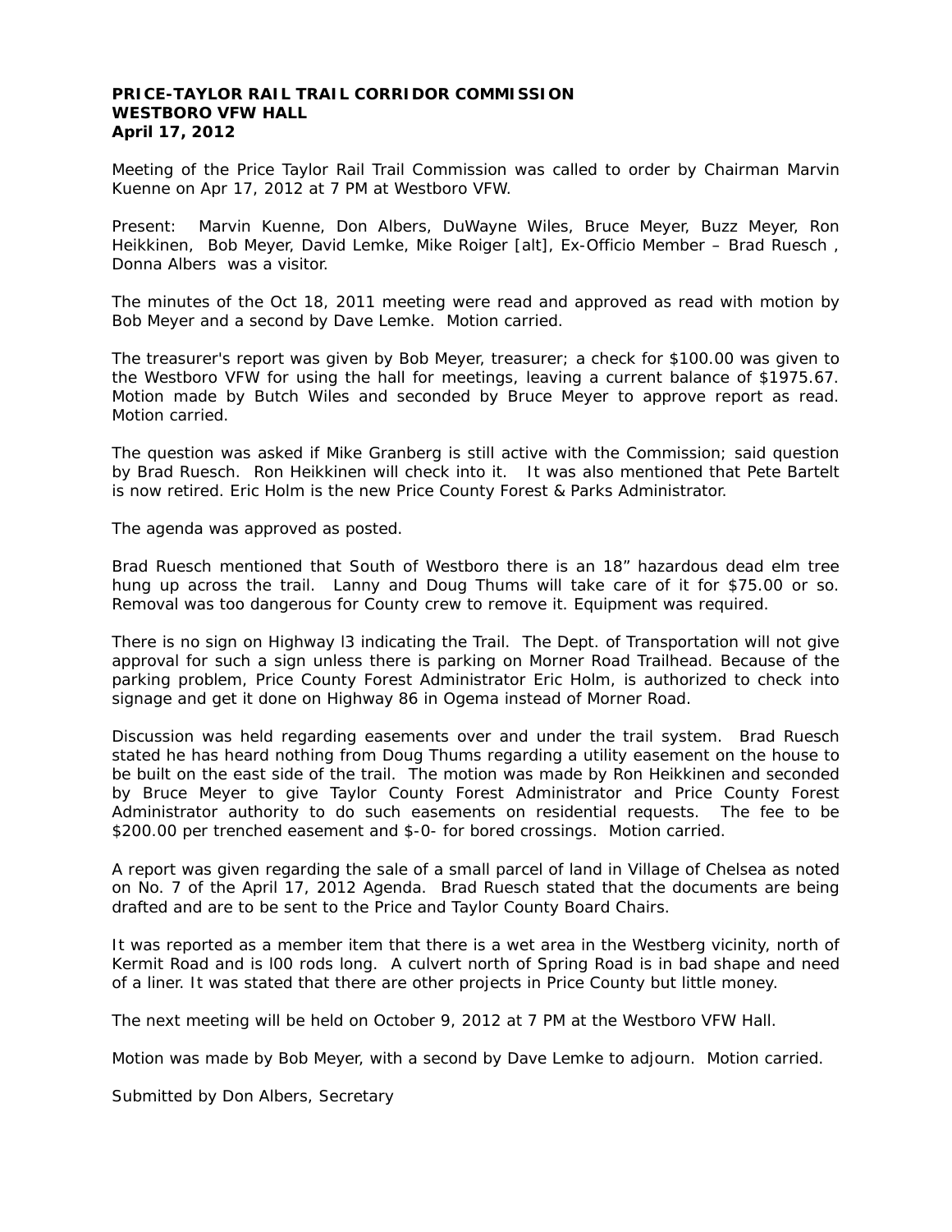**PRICE-TAYLOR RAIL TRAIL CORRIDOR COMMISSION**
**WESTBORO VFW HALL**
**April 17, 2012**

Meeting of the Price Taylor Rail Trail Commission was called to order by Chairman Marvin Kuenne on Apr 17, 2012 at 7 PM at Westboro VFW.

Present: Marvin Kuenne, Don Albers, DuWayne Wiles, Bruce Meyer, Buzz Meyer, Ron Heikkinen, Bob Meyer, David Lemke, Mike Roiger [alt], Ex-Officio Member – Brad Ruesch , Donna Albers was a visitor.

The minutes of the Oct 18, 2011 meeting were read and approved as read with motion by Bob Meyer and a second by Dave Lemke. Motion carried.

The treasurer's report was given by Bob Meyer, treasurer; a check for $100.00 was given to the Westboro VFW for using the hall for meetings, leaving a current balance of $1975.67. Motion made by Butch Wiles and seconded by Bruce Meyer to approve report as read. Motion carried.

The question was asked if Mike Granberg is still active with the Commission; said question by Brad Ruesch. Ron Heikkinen will check into it. It was also mentioned that Pete Bartelt is now retired. Eric Holm is the new Price County Forest & Parks Administrator.

The agenda was approved as posted.

Brad Ruesch mentioned that South of Westboro there is an 18" hazardous dead elm tree hung up across the trail. Lanny and Doug Thums will take care of it for $75.00 or so. Removal was too dangerous for County crew to remove it. Equipment was required.

There is no sign on Highway l3 indicating the Trail. The Dept. of Transportation will not give approval for such a sign unless there is parking on Morner Road Trailhead. Because of the parking problem, Price County Forest Administrator Eric Holm, is authorized to check into signage and get it done on Highway 86 in Ogema instead of Morner Road.

Discussion was held regarding easements over and under the trail system. Brad Ruesch stated he has heard nothing from Doug Thums regarding a utility easement on the house to be built on the east side of the trail. The motion was made by Ron Heikkinen and seconded by Bruce Meyer to give Taylor County Forest Administrator and Price County Forest Administrator authority to do such easements on residential requests. The fee to be $200.00 per trenched easement and $-0- for bored crossings. Motion carried.

A report was given regarding the sale of a small parcel of land in Village of Chelsea as noted on No. 7 of the April 17, 2012 Agenda. Brad Ruesch stated that the documents are being drafted and are to be sent to the Price and Taylor County Board Chairs.

It was reported as a member item that there is a wet area in the Westberg vicinity, north of Kermit Road and is l00 rods long. A culvert north of Spring Road is in bad shape and need of a liner. It was stated that there are other projects in Price County but little money.

The next meeting will be held on October 9, 2012 at 7 PM at the Westboro VFW Hall.

Motion was made by Bob Meyer, with a second by Dave Lemke to adjourn. Motion carried.

Submitted by Don Albers, Secretary